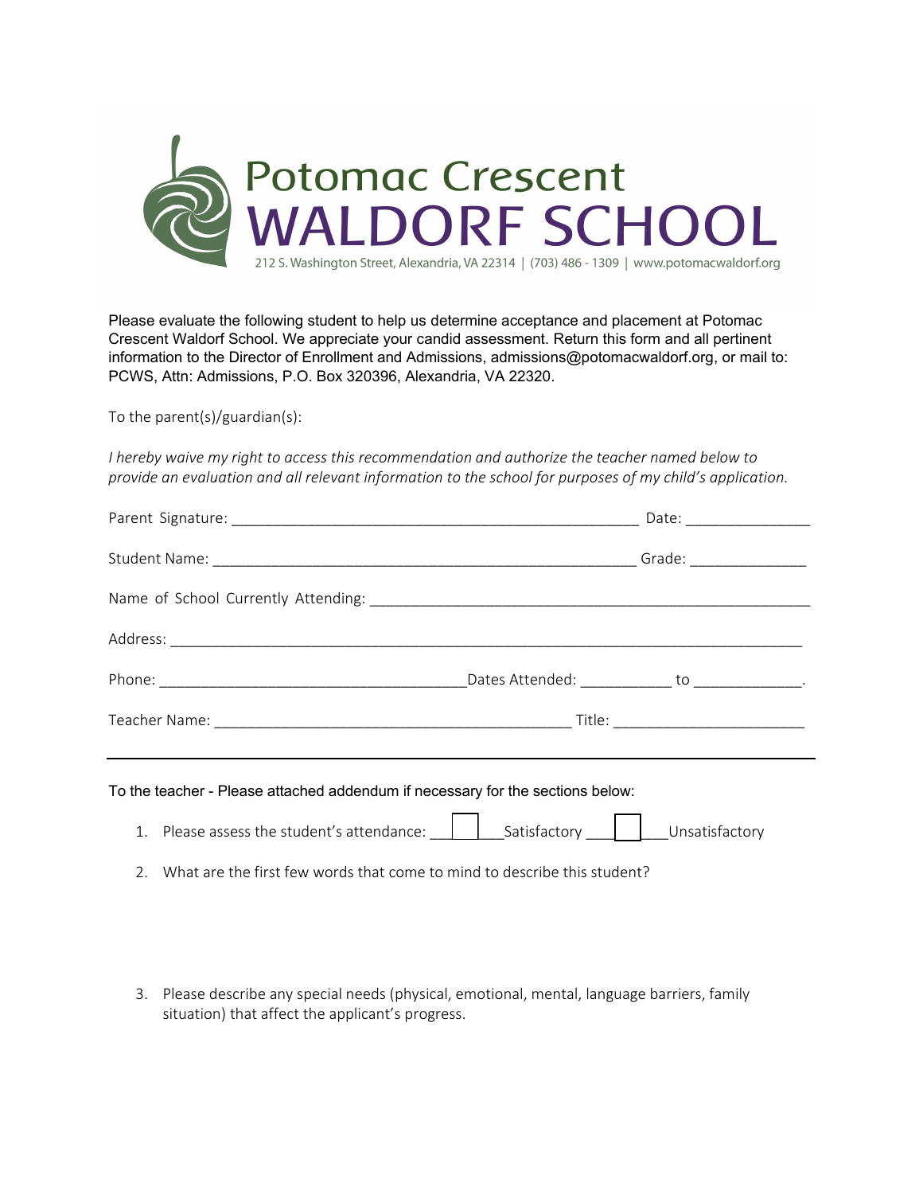# Potomac Crescent WALDORF SCHOOL

212 S. Washington Street, Alexandria, VA 22314 | (703) 486 - 1309 | www.potomacwaldorf.org

Please evaluate the following student to help us determine acceptance and placement at Potomac Crescent Waldorf School. We appreciate your candid assessment. Return this form and all pertinent information to the Director of Enrollment and Admissions, admissions@potomacwaldorf.org, or mail to: PCWS, Attn: Admissions, P.O. Box 320396, Alexandria, VA 22320.

To the parent(s)/guardian(s):

*I hereby waive my right to access this recommendation and authorize the teacher named below to provide an evaluation and all relevant information to the school for purposes of my child's application.*

Parent Signature: _______________________________________________ Date: ______________

Student Name: __________________________________________________ Grade: _____________

Name of School Currently Attending: __________________________________________________

Address: _________________________________________________________________________

Phone: ___________________________________Dates Attended: __________ to ____________.

Teacher Name: _________________________________________ Title: _____________________

---

To the teacher - Please attached addendum if necessary for the sections below:

1. Please assess the student's attendance: ☐ Satisfactory ☐ Unsatisfactory
2. What are the first few words that come to mind to describe this student?
3. Please describe any special needs (physical, emotional, mental, language barriers, family situation) that affect the applicant's progress.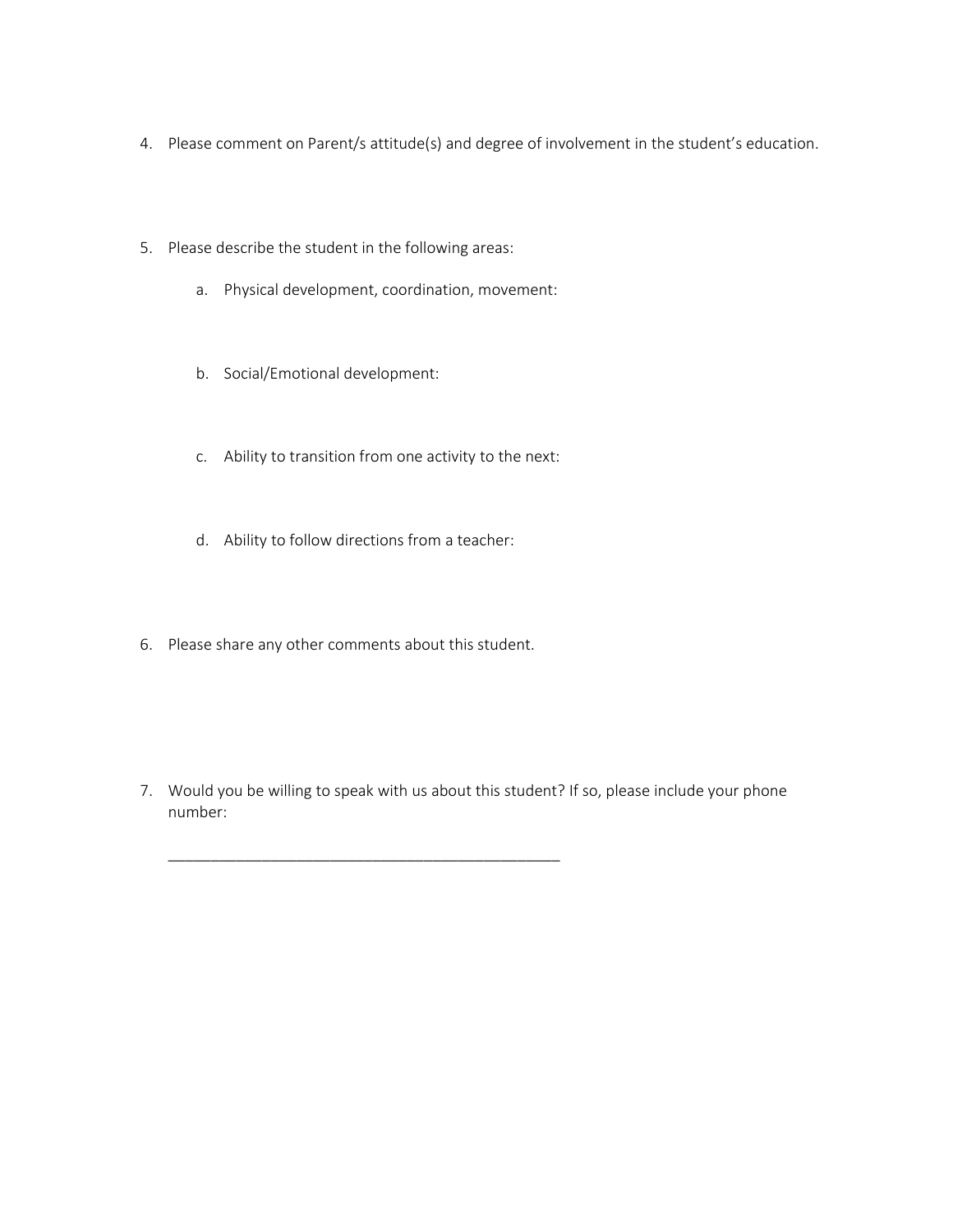4. Please comment on Parent/s attitude(s) and degree of involvement in the student's education.

5. Please describe the student in the following areas:

    a. Physical development, coordination, movement:

    b. Social/Emotional development:

    c. Ability to transition from one activity to the next:

    d. Ability to follow directions from a teacher:

6. Please share any other comments about this student.

7. Would you be willing to speak with us about this student? If so, please include your phone number:

    ______________________________________________